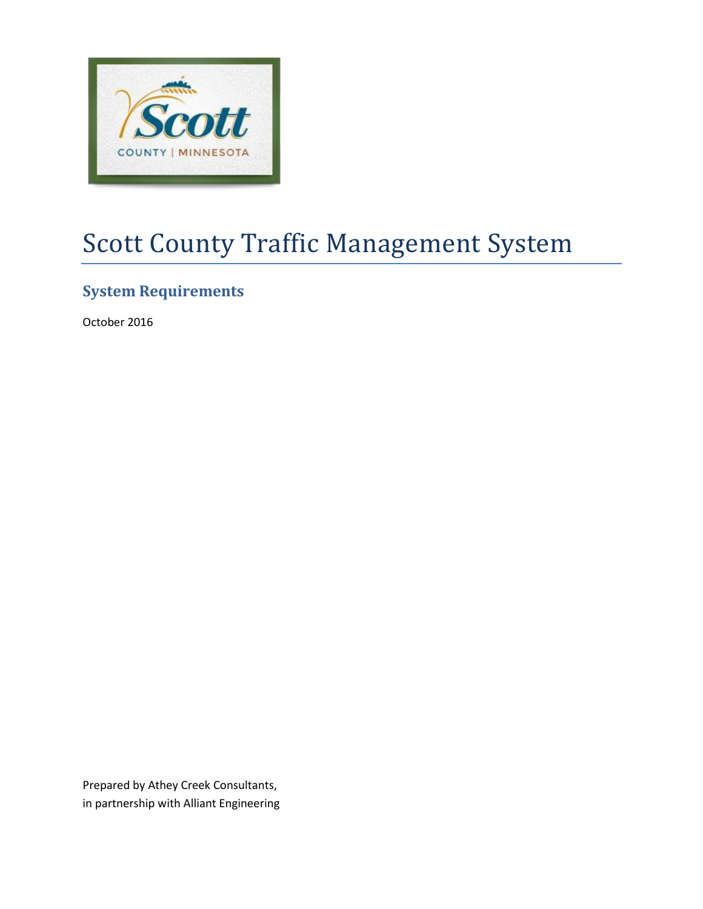# Scott County Traffic Management System

## System Requirements

October 2016

Prepared by Athey Creek Consultants,
in partnership with Alliant Engineering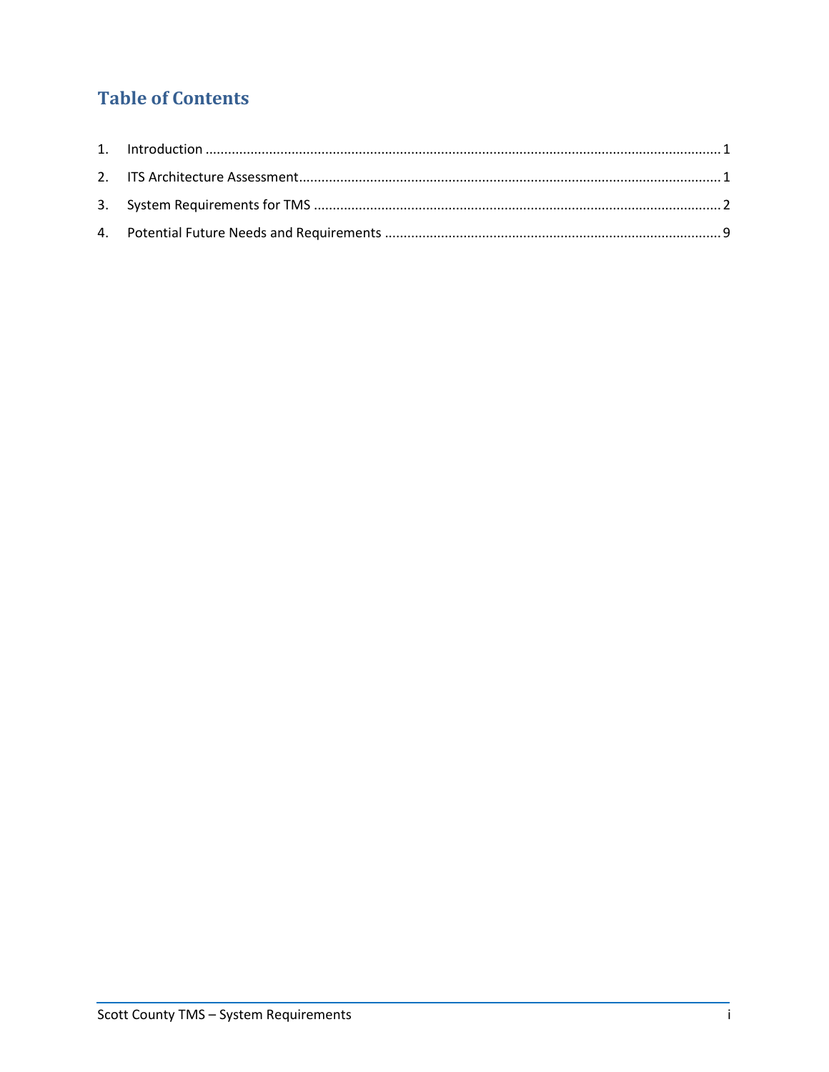# Table of Contents

1. Introduction ........................................................................................................................................ 1
2. ITS Architecture Assessment................................................................................................................ 1
3. System Requirements for TMS ............................................................................................................ 2
4. Potential Future Needs and Requirements ......................................................................................... 9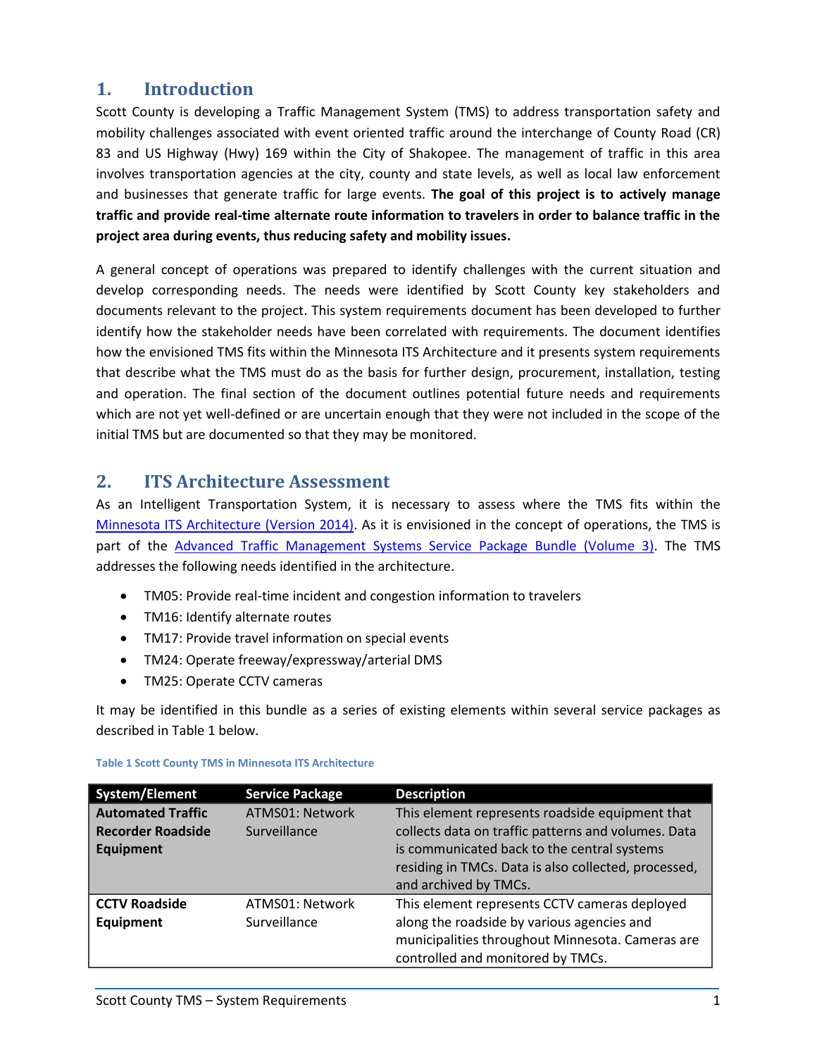# 1. Introduction

Scott County is developing a Traffic Management System (TMS) to address transportation safety and mobility challenges associated with event oriented traffic around the interchange of County Road (CR) 83 and US Highway (Hwy) 169 within the City of Shakopee. The management of traffic in this area involves transportation agencies at the city, county and state levels, as well as local law enforcement and businesses that generate traffic for large events. **The goal of this project is to actively manage traffic and provide real-time alternate route information to travelers in order to balance traffic in the project area during events, thus reducing safety and mobility issues.**

A general concept of operations was prepared to identify challenges with the current situation and develop corresponding needs. The needs were identified by Scott County key stakeholders and documents relevant to the project. This system requirements document has been developed to further identify how the stakeholder needs have been correlated with requirements. The document identifies how the envisioned TMS fits within the Minnesota ITS Architecture and it presents system requirements that describe what the TMS must do as the basis for further design, procurement, installation, testing and operation. The final section of the document outlines potential future needs and requirements which are not yet well-defined or are uncertain enough that they were not included in the scope of the initial TMS but are documented so that they may be monitored.

# 2. ITS Architecture Assessment

As an Intelligent Transportation System, it is necessary to assess where the TMS fits within the Minnesota ITS Architecture (Version 2014). As it is envisioned in the concept of operations, the TMS is part of the Advanced Traffic Management Systems Service Package Bundle (Volume 3). The TMS addresses the following needs identified in the architecture.

- TM05: Provide real-time incident and congestion information to travelers
- TM16: Identify alternate routes
- TM17: Provide travel information on special events
- TM24: Operate freeway/expressway/arterial DMS
- TM25: Operate CCTV cameras

It may be identified in this bundle as a series of existing elements within several service packages as described in Table 1 below.

Table 1 Scott County TMS in Minnesota ITS Architecture

| System/Element | Service Package | Description |
| --- | --- | --- |
| **Automated Traffic Recorder Roadside Equipment** | ATMS01: Network Surveillance | This element represents roadside equipment that collects data on traffic patterns and volumes. Data is communicated back to the central systems residing in TMCs. Data is also collected, processed, and archived by TMCs. |
| **CCTV Roadside Equipment** | ATMS01: Network Surveillance | This element represents CCTV cameras deployed along the roadside by various agencies and municipalities throughout Minnesota. Cameras are controlled and monitored by TMCs. |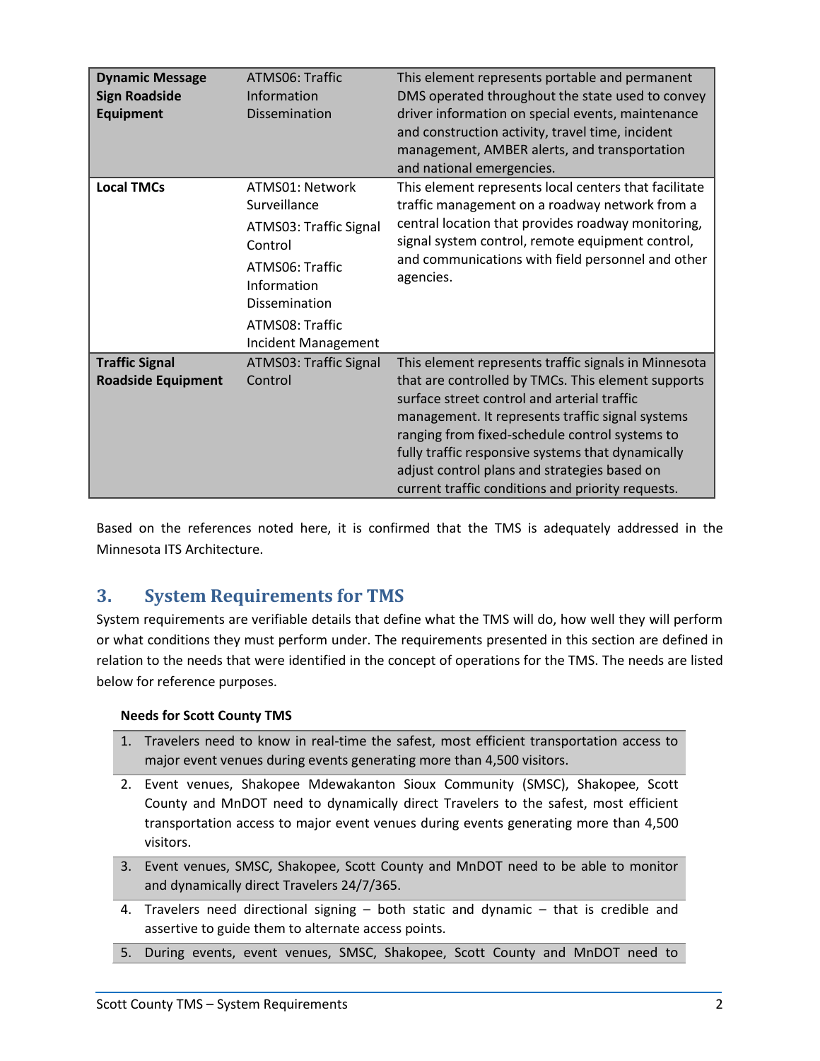| | | |
|---|---|---|
| **Dynamic Message Sign Roadside Equipment** | ATMS06: Traffic Information Dissemination | This element represents portable and permanent DMS operated throughout the state used to convey driver information on special events, maintenance and construction activity, travel time, incident management, AMBER alerts, and transportation and national emergencies. |
| **Local TMCs** | ATMS01: Network Surveillance<br>ATMS03: Traffic Signal Control<br>ATMS06: Traffic Information Dissemination<br>ATMS08: Traffic Incident Management | This element represents local centers that facilitate traffic management on a roadway network from a central location that provides roadway monitoring, signal system control, remote equipment control, and communications with field personnel and other agencies. |
| **Traffic Signal Roadside Equipment** | ATMS03: Traffic Signal Control | This element represents traffic signals in Minnesota that are controlled by TMCs. This element supports surface street control and arterial traffic management. It represents traffic signal systems ranging from fixed-schedule control systems to fully traffic responsive systems that dynamically adjust control plans and strategies based on current traffic conditions and priority requests. |

Based on the references noted here, it is confirmed that the TMS is adequately addressed in the Minnesota ITS Architecture.

## 3. System Requirements for TMS

System requirements are verifiable details that define what the TMS will do, how well they will perform or what conditions they must perform under. The requirements presented in this section are defined in relation to the needs that were identified in the concept of operations for the TMS. The needs are listed below for reference purposes.

**Needs for Scott County TMS**

1. Travelers need to know in real-time the safest, most efficient transportation access to major event venues during events generating more than 4,500 visitors.
2. Event venues, Shakopee Mdewakanton Sioux Community (SMSC), Shakopee, Scott County and MnDOT need to dynamically direct Travelers to the safest, most efficient transportation access to major event venues during events generating more than 4,500 visitors.
3. Event venues, SMSC, Shakopee, Scott County and MnDOT need to be able to monitor and dynamically direct Travelers 24/7/365.
4. Travelers need directional signing – both static and dynamic – that is credible and assertive to guide them to alternate access points.
5. During events, event venues, SMSC, Shakopee, Scott County and MnDOT need to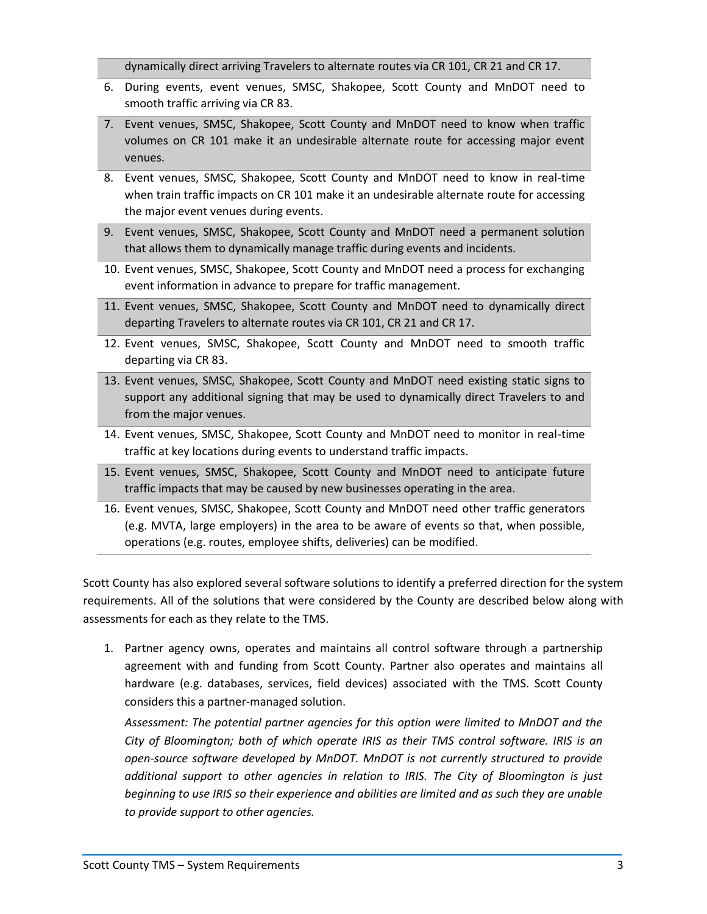dynamically direct arriving Travelers to alternate routes via CR 101, CR 21 and CR 17.

6. During events, event venues, SMSC, Shakopee, Scott County and MnDOT need to smooth traffic arriving via CR 83.
7. Event venues, SMSC, Shakopee, Scott County and MnDOT need to know when traffic volumes on CR 101 make it an undesirable alternate route for accessing major event venues.
8. Event venues, SMSC, Shakopee, Scott County and MnDOT need to know in real-time when train traffic impacts on CR 101 make it an undesirable alternate route for accessing the major event venues during events.
9. Event venues, SMSC, Shakopee, Scott County and MnDOT need a permanent solution that allows them to dynamically manage traffic during events and incidents.
10. Event venues, SMSC, Shakopee, Scott County and MnDOT need a process for exchanging event information in advance to prepare for traffic management.
11. Event venues, SMSC, Shakopee, Scott County and MnDOT need to dynamically direct departing Travelers to alternate routes via CR 101, CR 21 and CR 17.
12. Event venues, SMSC, Shakopee, Scott County and MnDOT need to smooth traffic departing via CR 83.
13. Event venues, SMSC, Shakopee, Scott County and MnDOT need existing static signs to support any additional signing that may be used to dynamically direct Travelers to and from the major venues.
14. Event venues, SMSC, Shakopee, Scott County and MnDOT need to monitor in real-time traffic at key locations during events to understand traffic impacts.
15. Event venues, SMSC, Shakopee, Scott County and MnDOT need to anticipate future traffic impacts that may be caused by new businesses operating in the area.
16. Event venues, SMSC, Shakopee, Scott County and MnDOT need other traffic generators (e.g. MVTA, large employers) in the area to be aware of events so that, when possible, operations (e.g. routes, employee shifts, deliveries) can be modified.

Scott County has also explored several software solutions to identify a preferred direction for the system requirements. All of the solutions that were considered by the County are described below along with assessments for each as they relate to the TMS.

1. Partner agency owns, operates and maintains all control software through a partnership agreement with and funding from Scott County. Partner also operates and maintains all hardware (e.g. databases, services, field devices) associated with the TMS. Scott County considers this a partner-managed solution.

   *Assessment: The potential partner agencies for this option were limited to MnDOT and the City of Bloomington; both of which operate IRIS as their TMS control software. IRIS is an open-source software developed by MnDOT. MnDOT is not currently structured to provide additional support to other agencies in relation to IRIS. The City of Bloomington is just beginning to use IRIS so their experience and abilities are limited and as such they are unable to provide support to other agencies.*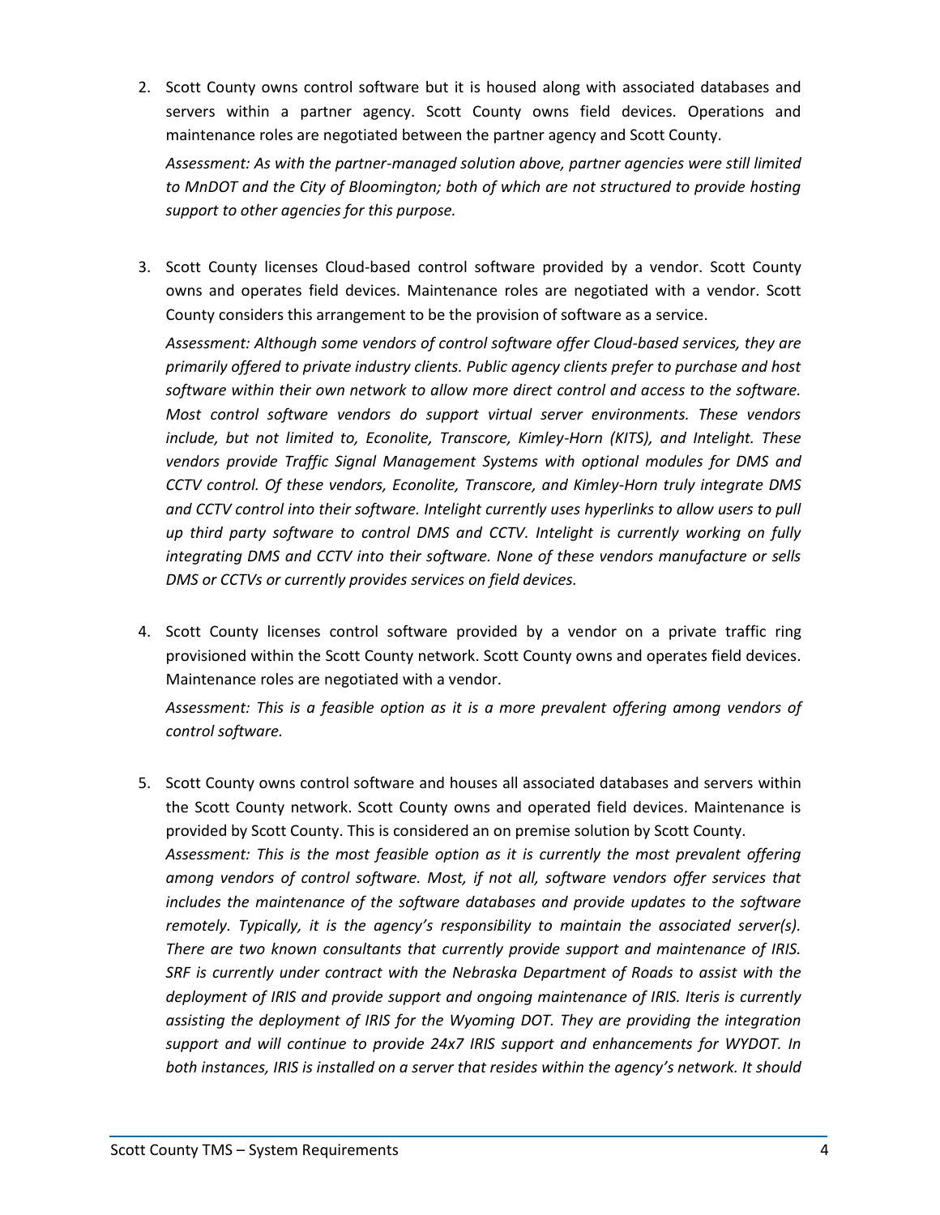2. Scott County owns control software but it is housed along with associated databases and servers within a partner agency. Scott County owns field devices. Operations and maintenance roles are negotiated between the partner agency and Scott County.

   *Assessment: As with the partner-managed solution above, partner agencies were still limited to MnDOT and the City of Bloomington; both of which are not structured to provide hosting support to other agencies for this purpose.*

3. Scott County licenses Cloud-based control software provided by a vendor. Scott County owns and operates field devices. Maintenance roles are negotiated with a vendor. Scott County considers this arrangement to be the provision of software as a service.

   *Assessment: Although some vendors of control software offer Cloud-based services, they are primarily offered to private industry clients. Public agency clients prefer to purchase and host software within their own network to allow more direct control and access to the software. Most control software vendors do support virtual server environments. These vendors include, but not limited to, Econolite, Transcore, Kimley-Horn (KITS), and Intelight. These vendors provide Traffic Signal Management Systems with optional modules for DMS and CCTV control. Of these vendors, Econolite, Transcore, and Kimley-Horn truly integrate DMS and CCTV control into their software. Intelight currently uses hyperlinks to allow users to pull up third party software to control DMS and CCTV. Intelight is currently working on fully integrating DMS and CCTV into their software. None of these vendors manufacture or sells DMS or CCTVs or currently provides services on field devices.*

4. Scott County licenses control software provided by a vendor on a private traffic ring provisioned within the Scott County network. Scott County owns and operates field devices. Maintenance roles are negotiated with a vendor.

   *Assessment: This is a feasible option as it is a more prevalent offering among vendors of control software.*

5. Scott County owns control software and houses all associated databases and servers within the Scott County network. Scott County owns and operated field devices. Maintenance is provided by Scott County. This is considered an on premise solution by Scott County.

   *Assessment: This is the most feasible option as it is currently the most prevalent offering among vendors of control software. Most, if not all, software vendors offer services that includes the maintenance of the software databases and provide updates to the software remotely. Typically, it is the agency's responsibility to maintain the associated server(s). There are two known consultants that currently provide support and maintenance of IRIS. SRF is currently under contract with the Nebraska Department of Roads to assist with the deployment of IRIS and provide support and ongoing maintenance of IRIS. Iteris is currently assisting the deployment of IRIS for the Wyoming DOT. They are providing the integration support and will continue to provide 24x7 IRIS support and enhancements for WYDOT. In both instances, IRIS is installed on a server that resides within the agency's network. It should*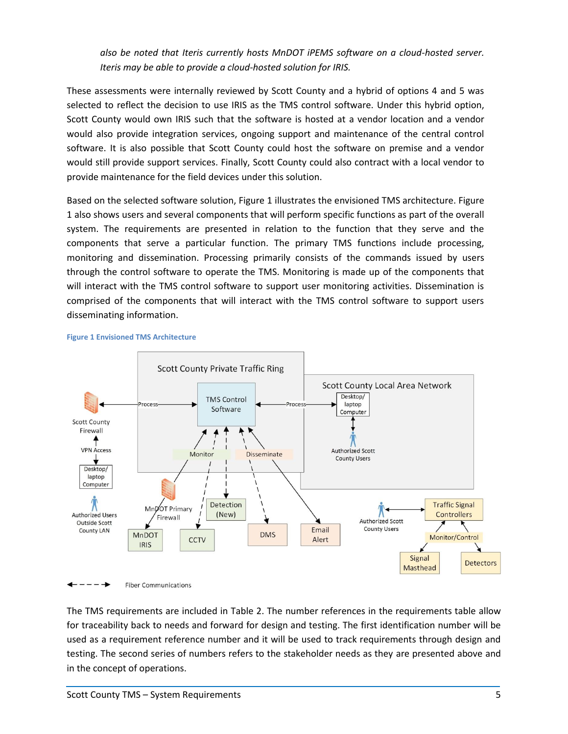*also be noted that Iteris currently hosts MnDOT iPEMS software on a cloud-hosted server. Iteris may be able to provide a cloud-hosted solution for IRIS.*

These assessments were internally reviewed by Scott County and a hybrid of options 4 and 5 was selected to reflect the decision to use IRIS as the TMS control software. Under this hybrid option, Scott County would own IRIS such that the software is hosted at a vendor location and a vendor would also provide integration services, ongoing support and maintenance of the central control software. It is also possible that Scott County could host the software on premise and a vendor would still provide support services. Finally, Scott County could also contract with a local vendor to provide maintenance for the field devices under this solution.

Based on the selected software solution, Figure 1 illustrates the envisioned TMS architecture. Figure 1 also shows users and several components that will perform specific functions as part of the overall system. The requirements are presented in relation to the function that they serve and the components that serve a particular function. The primary TMS functions include processing, monitoring and dissemination. Processing primarily consists of the commands issued by users through the control software to operate the TMS. Monitoring is made up of the components that will interact with the TMS control software to support user monitoring activities. Dissemination is comprised of the components that will interact with the TMS control software to support users disseminating information.

**Figure 1 Envisioned TMS Architecture**

The TMS requirements are included in Table 2. The number references in the requirements table allow for traceability back to needs and forward for design and testing. The first identification number will be used as a requirement reference number and it will be used to track requirements through design and testing. The second series of numbers refers to the stakeholder needs as they are presented above and in the concept of operations.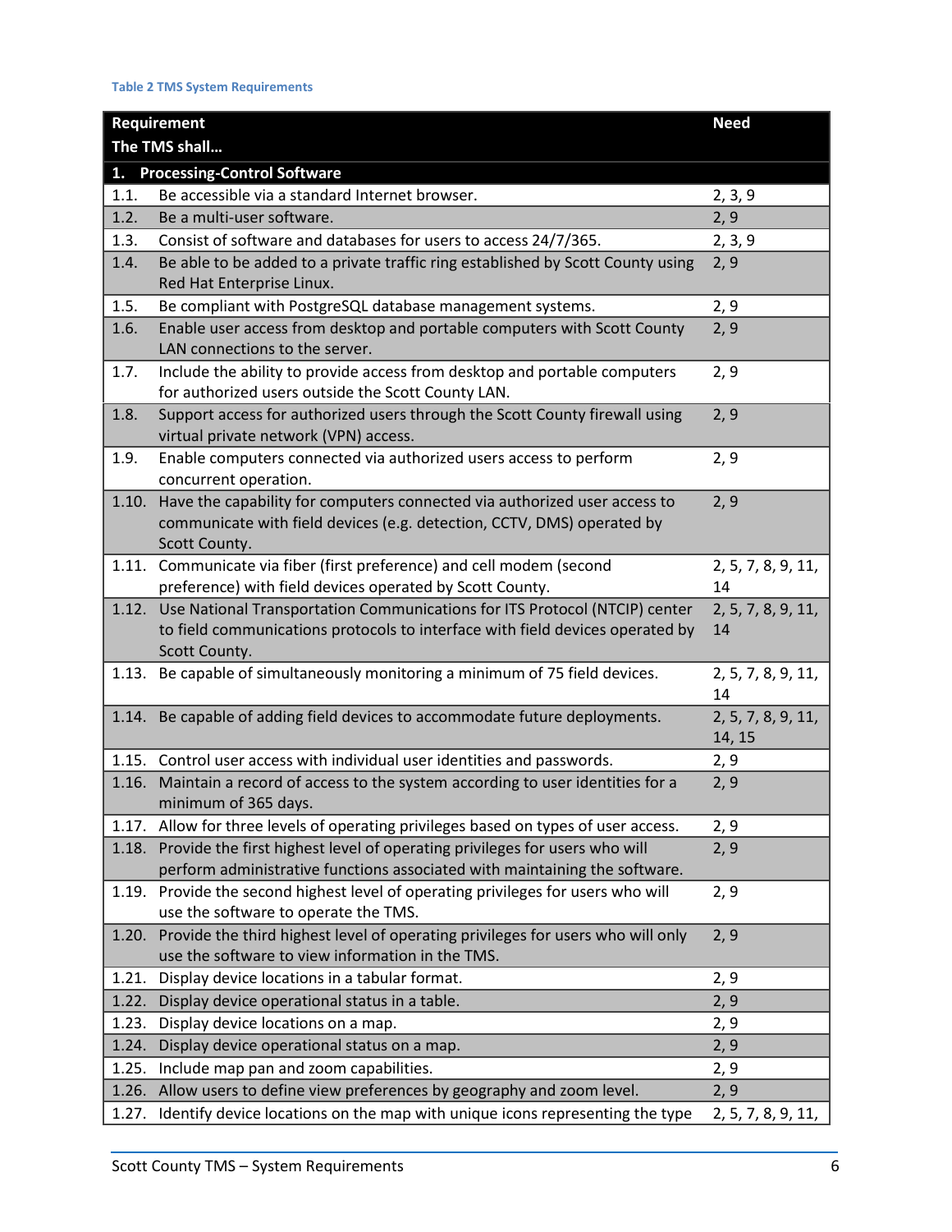Table 2 TMS System Requirements

| Requirement<br>The TMS shall… | | Need |
|---|---|---|
| **1.** | **Processing-Control Software** | |
| 1.1. | Be accessible via a standard Internet browser. | 2, 3, 9 |
| 1.2. | Be a multi-user software. | 2, 9 |
| 1.3. | Consist of software and databases for users to access 24/7/365. | 2, 3, 9 |
| 1.4. | Be able to be added to a private traffic ring established by Scott County using Red Hat Enterprise Linux. | 2, 9 |
| 1.5. | Be compliant with PostgreSQL database management systems. | 2, 9 |
| 1.6. | Enable user access from desktop and portable computers with Scott County LAN connections to the server. | 2, 9 |
| 1.7. | Include the ability to provide access from desktop and portable computers for authorized users outside the Scott County LAN. | 2, 9 |
| 1.8. | Support access for authorized users through the Scott County firewall using virtual private network (VPN) access. | 2, 9 |
| 1.9. | Enable computers connected via authorized users access to perform concurrent operation. | 2, 9 |
| 1.10. | Have the capability for computers connected via authorized user access to communicate with field devices (e.g. detection, CCTV, DMS) operated by Scott County. | 2, 9 |
| 1.11. | Communicate via fiber (first preference) and cell modem (second preference) with field devices operated by Scott County. | 2, 5, 7, 8, 9, 11, 14 |
| 1.12. | Use National Transportation Communications for ITS Protocol (NTCIP) center to field communications protocols to interface with field devices operated by Scott County. | 2, 5, 7, 8, 9, 11, 14 |
| 1.13. | Be capable of simultaneously monitoring a minimum of 75 field devices. | 2, 5, 7, 8, 9, 11, 14 |
| 1.14. | Be capable of adding field devices to accommodate future deployments. | 2, 5, 7, 8, 9, 11, 14, 15 |
| 1.15. | Control user access with individual user identities and passwords. | 2, 9 |
| 1.16. | Maintain a record of access to the system according to user identities for a minimum of 365 days. | 2, 9 |
| 1.17. | Allow for three levels of operating privileges based on types of user access. | 2, 9 |
| 1.18. | Provide the first highest level of operating privileges for users who will perform administrative functions associated with maintaining the software. | 2, 9 |
| 1.19. | Provide the second highest level of operating privileges for users who will use the software to operate the TMS. | 2, 9 |
| 1.20. | Provide the third highest level of operating privileges for users who will only use the software to view information in the TMS. | 2, 9 |
| 1.21. | Display device locations in a tabular format. | 2, 9 |
| 1.22. | Display device operational status in a table. | 2, 9 |
| 1.23. | Display device locations on a map. | 2, 9 |
| 1.24. | Display device operational status on a map. | 2, 9 |
| 1.25. | Include map pan and zoom capabilities. | 2, 9 |
| 1.26. | Allow users to define view preferences by geography and zoom level. | 2, 9 |
| 1.27. | Identify device locations on the map with unique icons representing the type | 2, 5, 7, 8, 9, 11, |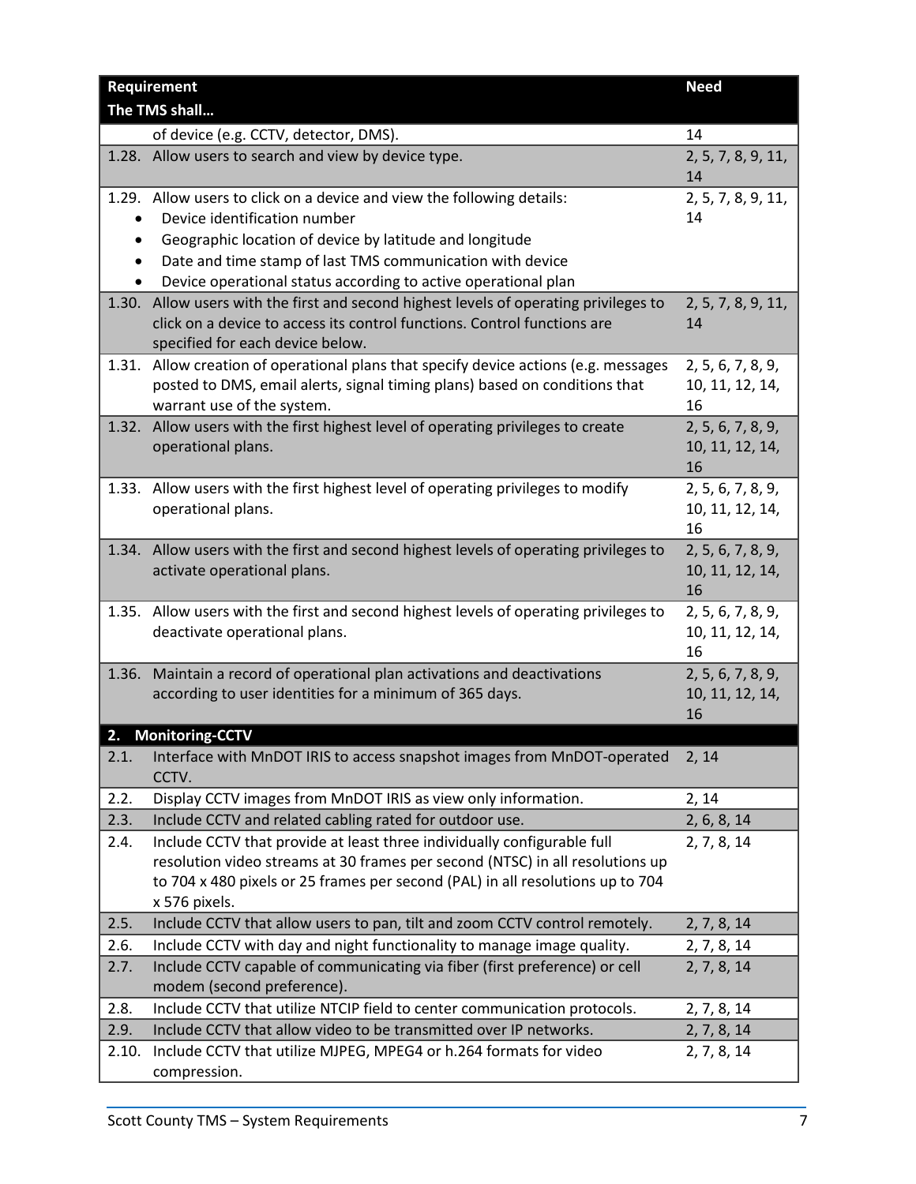| Requirement<br>The TMS shall… | Need |
|---|---|
| of device (e.g. CCTV, detector, DMS). | 14 |
| 1.28. Allow users to search and view by device type. | 2, 5, 7, 8, 9, 11, 14 |
| 1.29. Allow users to click on a device and view the following details:<br>• Device identification number<br>• Geographic location of device by latitude and longitude<br>• Date and time stamp of last TMS communication with device<br>• Device operational status according to active operational plan | 2, 5, 7, 8, 9, 11, 14 |
| 1.30. Allow users with the first and second highest levels of operating privileges to click on a device to access its control functions. Control functions are specified for each device below. | 2, 5, 7, 8, 9, 11, 14 |
| 1.31. Allow creation of operational plans that specify device actions (e.g. messages posted to DMS, email alerts, signal timing plans) based on conditions that warrant use of the system. | 2, 5, 6, 7, 8, 9, 10, 11, 12, 14, 16 |
| 1.32. Allow users with the first highest level of operating privileges to create operational plans. | 2, 5, 6, 7, 8, 9, 10, 11, 12, 14, 16 |
| 1.33. Allow users with the first highest level of operating privileges to modify operational plans. | 2, 5, 6, 7, 8, 9, 10, 11, 12, 14, 16 |
| 1.34. Allow users with the first and second highest levels of operating privileges to activate operational plans. | 2, 5, 6, 7, 8, 9, 10, 11, 12, 14, 16 |
| 1.35. Allow users with the first and second highest levels of operating privileges to deactivate operational plans. | 2, 5, 6, 7, 8, 9, 10, 11, 12, 14, 16 |
| 1.36. Maintain a record of operational plan activations and deactivations according to user identities for a minimum of 365 days. | 2, 5, 6, 7, 8, 9, 10, 11, 12, 14, 16 |
| **2. Monitoring-CCTV** | |
| 2.1. Interface with MnDOT IRIS to access snapshot images from MnDOT-operated CCTV. | 2, 14 |
| 2.2. Display CCTV images from MnDOT IRIS as view only information. | 2, 14 |
| 2.3. Include CCTV and related cabling rated for outdoor use. | 2, 6, 8, 14 |
| 2.4. Include CCTV that provide at least three individually configurable full resolution video streams at 30 frames per second (NTSC) in all resolutions up to 704 x 480 pixels or 25 frames per second (PAL) in all resolutions up to 704 x 576 pixels. | 2, 7, 8, 14 |
| 2.5. Include CCTV that allow users to pan, tilt and zoom CCTV control remotely. | 2, 7, 8, 14 |
| 2.6. Include CCTV with day and night functionality to manage image quality. | 2, 7, 8, 14 |
| 2.7. Include CCTV capable of communicating via fiber (first preference) or cell modem (second preference). | 2, 7, 8, 14 |
| 2.8. Include CCTV that utilize NTCIP field to center communication protocols. | 2, 7, 8, 14 |
| 2.9. Include CCTV that allow video to be transmitted over IP networks. | 2, 7, 8, 14 |
| 2.10. Include CCTV that utilize MJPEG, MPEG4 or h.264 formats for video compression. | 2, 7, 8, 14 |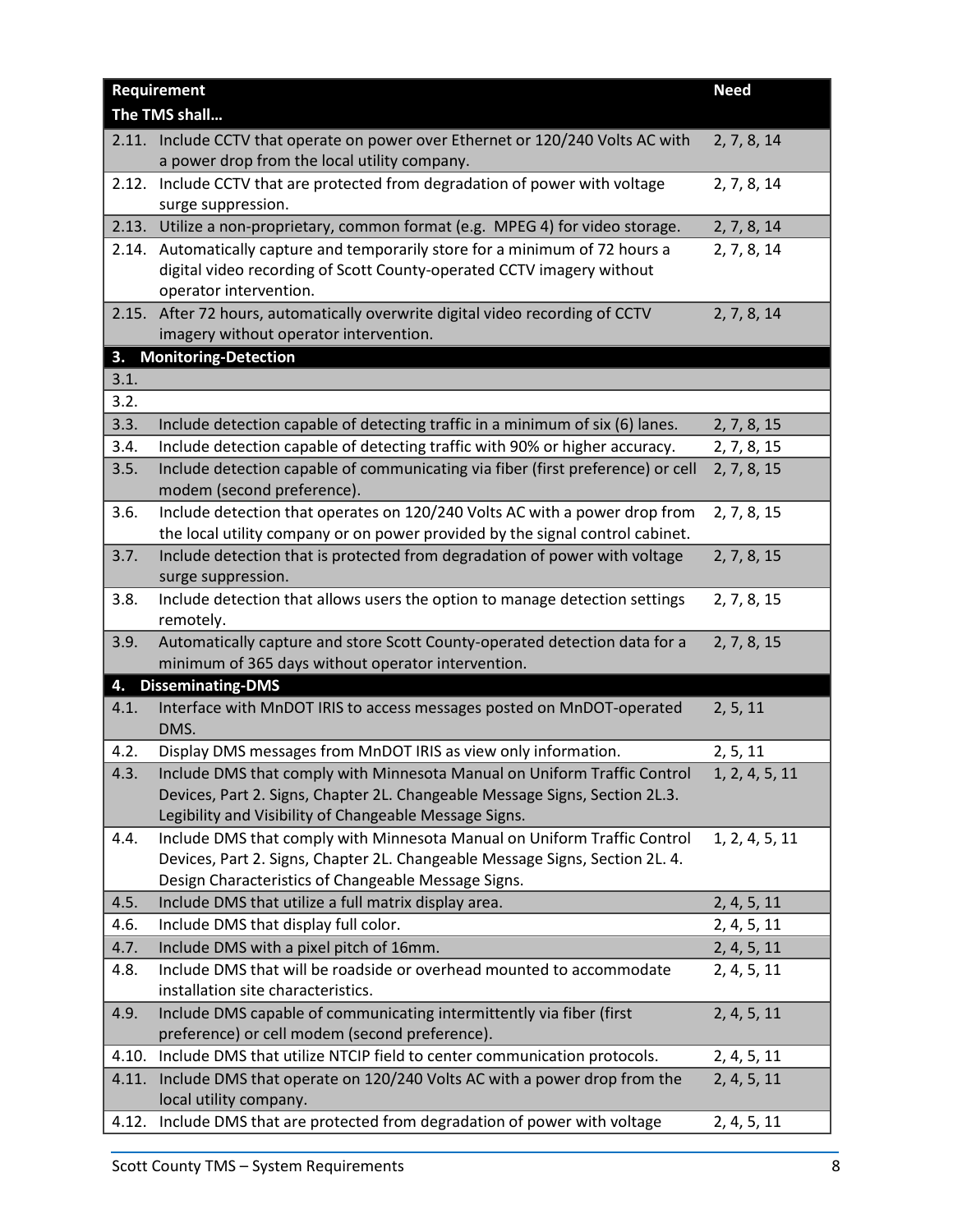| Requirement<br>The TMS shall… | | Need |
|---|---|---|
| 2.11. | Include CCTV that operate on power over Ethernet or 120/240 Volts AC with a power drop from the local utility company. | 2, 7, 8, 14 |
| 2.12. | Include CCTV that are protected from degradation of power with voltage surge suppression. | 2, 7, 8, 14 |
| 2.13. | Utilize a non-proprietary, common format (e.g. MPEG 4) for video storage. | 2, 7, 8, 14 |
| 2.14. | Automatically capture and temporarily store for a minimum of 72 hours a digital video recording of Scott County-operated CCTV imagery without operator intervention. | 2, 7, 8, 14 |
| 2.15. | After 72 hours, automatically overwrite digital video recording of CCTV imagery without operator intervention. | 2, 7, 8, 14 |
| **3.** | **Monitoring-Detection** | |
| 3.1. | | |
| 3.2. | | |
| 3.3. | Include detection capable of detecting traffic in a minimum of six (6) lanes. | 2, 7, 8, 15 |
| 3.4. | Include detection capable of detecting traffic with 90% or higher accuracy. | 2, 7, 8, 15 |
| 3.5. | Include detection capable of communicating via fiber (first preference) or cell modem (second preference). | 2, 7, 8, 15 |
| 3.6. | Include detection that operates on 120/240 Volts AC with a power drop from the local utility company or on power provided by the signal control cabinet. | 2, 7, 8, 15 |
| 3.7. | Include detection that is protected from degradation of power with voltage surge suppression. | 2, 7, 8, 15 |
| 3.8. | Include detection that allows users the option to manage detection settings remotely. | 2, 7, 8, 15 |
| 3.9. | Automatically capture and store Scott County-operated detection data for a minimum of 365 days without operator intervention. | 2, 7, 8, 15 |
| **4.** | **Disseminating-DMS** | |
| 4.1. | Interface with MnDOT IRIS to access messages posted on MnDOT-operated DMS. | 2, 5, 11 |
| 4.2. | Display DMS messages from MnDOT IRIS as view only information. | 2, 5, 11 |
| 4.3. | Include DMS that comply with Minnesota Manual on Uniform Traffic Control Devices, Part 2. Signs, Chapter 2L. Changeable Message Signs, Section 2L.3. Legibility and Visibility of Changeable Message Signs. | 1, 2, 4, 5, 11 |
| 4.4. | Include DMS that comply with Minnesota Manual on Uniform Traffic Control Devices, Part 2. Signs, Chapter 2L. Changeable Message Signs, Section 2L. 4. Design Characteristics of Changeable Message Signs. | 1, 2, 4, 5, 11 |
| 4.5. | Include DMS that utilize a full matrix display area. | 2, 4, 5, 11 |
| 4.6. | Include DMS that display full color. | 2, 4, 5, 11 |
| 4.7. | Include DMS with a pixel pitch of 16mm. | 2, 4, 5, 11 |
| 4.8. | Include DMS that will be roadside or overhead mounted to accommodate installation site characteristics. | 2, 4, 5, 11 |
| 4.9. | Include DMS capable of communicating intermittently via fiber (first preference) or cell modem (second preference). | 2, 4, 5, 11 |
| 4.10. | Include DMS that utilize NTCIP field to center communication protocols. | 2, 4, 5, 11 |
| 4.11. | Include DMS that operate on 120/240 Volts AC with a power drop from the local utility company. | 2, 4, 5, 11 |
| 4.12. | Include DMS that are protected from degradation of power with voltage | 2, 4, 5, 11 |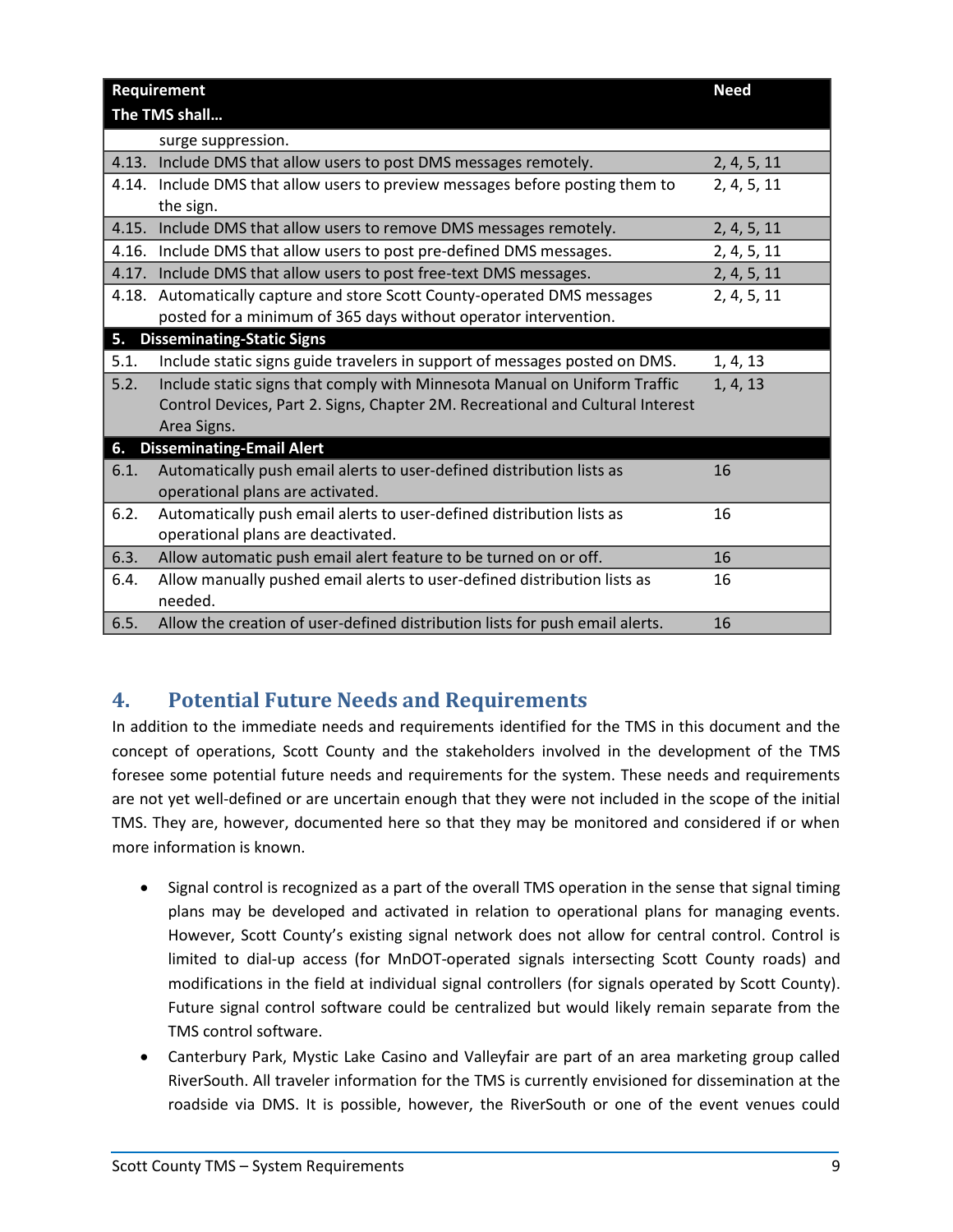| Requirement<br>The TMS shall… | Need |
| --- | --- |
| surge suppression. | |
| 4.13. Include DMS that allow users to post DMS messages remotely. | 2, 4, 5, 11 |
| 4.14. Include DMS that allow users to preview messages before posting them to the sign. | 2, 4, 5, 11 |
| 4.15. Include DMS that allow users to remove DMS messages remotely. | 2, 4, 5, 11 |
| 4.16. Include DMS that allow users to post pre-defined DMS messages. | 2, 4, 5, 11 |
| 4.17. Include DMS that allow users to post free-text DMS messages. | 2, 4, 5, 11 |
| 4.18. Automatically capture and store Scott County-operated DMS messages posted for a minimum of 365 days without operator intervention. | 2, 4, 5, 11 |
| **5. Disseminating-Static Signs** | |
| 5.1. Include static signs guide travelers in support of messages posted on DMS. | 1, 4, 13 |
| 5.2. Include static signs that comply with Minnesota Manual on Uniform Traffic Control Devices, Part 2. Signs, Chapter 2M. Recreational and Cultural Interest Area Signs. | 1, 4, 13 |
| **6. Disseminating-Email Alert** | |
| 6.1. Automatically push email alerts to user-defined distribution lists as operational plans are activated. | 16 |
| 6.2. Automatically push email alerts to user-defined distribution lists as operational plans are deactivated. | 16 |
| 6.3. Allow automatic push email alert feature to be turned on or off. | 16 |
| 6.4. Allow manually pushed email alerts to user-defined distribution lists as needed. | 16 |
| 6.5. Allow the creation of user-defined distribution lists for push email alerts. | 16 |

# 4. Potential Future Needs and Requirements

In addition to the immediate needs and requirements identified for the TMS in this document and the concept of operations, Scott County and the stakeholders involved in the development of the TMS foresee some potential future needs and requirements for the system. These needs and requirements are not yet well-defined or are uncertain enough that they were not included in the scope of the initial TMS. They are, however, documented here so that they may be monitored and considered if or when more information is known.

- Signal control is recognized as a part of the overall TMS operation in the sense that signal timing plans may be developed and activated in relation to operational plans for managing events. However, Scott County's existing signal network does not allow for central control. Control is limited to dial-up access (for MnDOT-operated signals intersecting Scott County roads) and modifications in the field at individual signal controllers (for signals operated by Scott County). Future signal control software could be centralized but would likely remain separate from the TMS control software.
- Canterbury Park, Mystic Lake Casino and Valleyfair are part of an area marketing group called RiverSouth. All traveler information for the TMS is currently envisioned for dissemination at the roadside via DMS. It is possible, however, the RiverSouth or one of the event venues could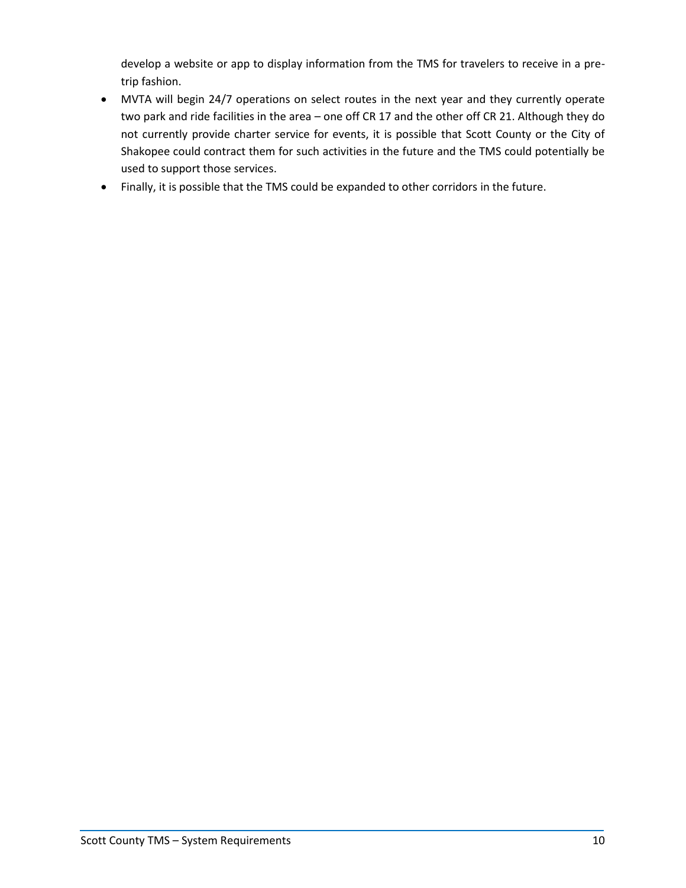develop a website or app to display information from the TMS for travelers to receive in a pre-trip fashion.

- MVTA will begin 24/7 operations on select routes in the next year and they currently operate two park and ride facilities in the area – one off CR 17 and the other off CR 21. Although they do not currently provide charter service for events, it is possible that Scott County or the City of Shakopee could contract them for such activities in the future and the TMS could potentially be used to support those services.
- Finally, it is possible that the TMS could be expanded to other corridors in the future.